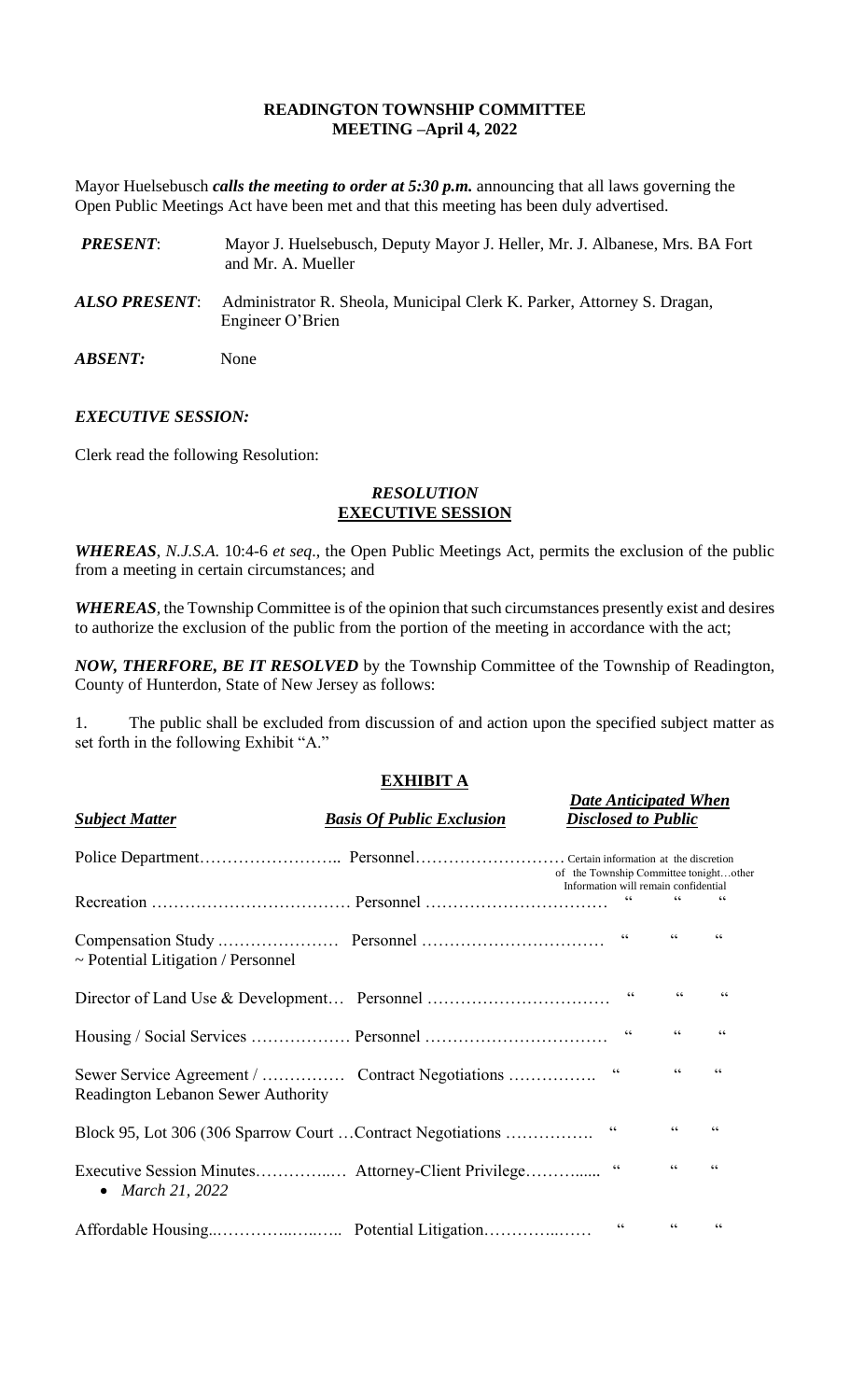**READINGTON TOWNSHIP COMMITTEE**
**MEETING –April 4, 2022**

Mayor Huelsebusch ***calls the meeting to order at 5:30 p.m.*** announcing that all laws governing the Open Public Meetings Act have been met and that this meeting has been duly advertised.

| | |
|---|---|
| ***PRESENT***: | Mayor J. Huelsebusch, Deputy Mayor J. Heller, Mr. J. Albanese, Mrs. BA Fort and Mr. A. Mueller |
| ***ALSO PRESENT***: | Administrator R. Sheola, Municipal Clerk K. Parker, Attorney S. Dragan, Engineer O'Brien |
| ***ABSENT:*** | None |

***EXECUTIVE SESSION:***

Clerk read the following Resolution:

***RESOLUTION***
**EXECUTIVE SESSION**

***WHEREAS***, *N.J.S.A.* 10:4-6 *et seq*., the Open Public Meetings Act, permits the exclusion of the public from a meeting in certain circumstances; and

***WHEREAS***, the Township Committee is of the opinion that such circumstances presently exist and desires to authorize the exclusion of the public from the portion of the meeting in accordance with the act;

***NOW, THERFORE, BE IT RESOLVED*** by the Township Committee of the Township of Readington, County of Hunterdon, State of New Jersey as follows:

1. The public shall be excluded from discussion of and action upon the specified subject matter as set forth in the following Exhibit "A."

**EXHIBIT A**

| ***Subject Matter*** | ***Basis Of Public Exclusion*** | ***Date Anticipated When Disclosed to Public*** |
|---|---|---|
| Police Department | Personnel | Certain information at the discretion of the Township Committee tonight…other Information will remain confidential |
| Recreation | Personnel | " " " |
| Compensation Study ~ Potential Litigation / Personnel | Personnel | " " " |
| Director of Land Use & Development | Personnel | " " " |
| Housing / Social Services | Personnel | " " " |
| Sewer Service Agreement / Readington Lebanon Sewer Authority | Contract Negotiations | " " " |
| Block 95, Lot 306 (306 Sparrow Court | Contract Negotiations | " " " |
| Executive Session Minutes<br>• *March 21, 2022* | Attorney-Client Privilege | " " " |
| Affordable Housing | Potential Litigation | " " " |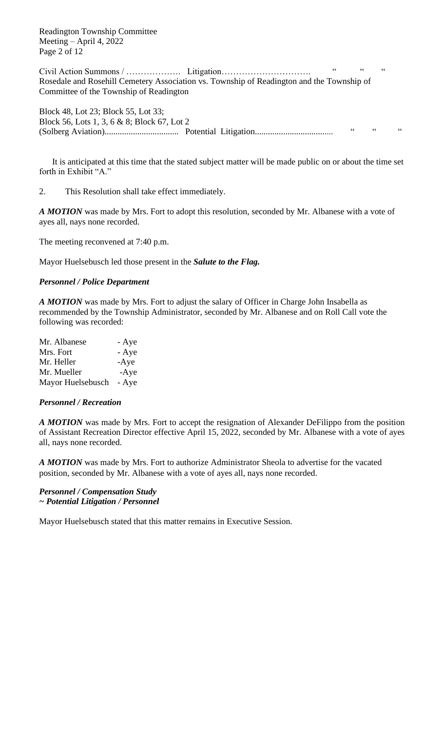Civil Action Summons / ………………. Litigation…………………………. " " "
Rosedale and Rosehill Cemetery Association vs. Township of Readington and the Township of Committee of the Township of Readington

Block 48, Lot 23; Block 55, Lot 33;
Block 56, Lots 1, 3, 6 & 8; Block 67, Lot 2
(Solberg Aviation)................................. Potential Litigation.................................. " " "

It is anticipated at this time that the stated subject matter will be made public on or about the time set forth in Exhibit "A."

2. This Resolution shall take effect immediately.

***A MOTION*** was made by Mrs. Fort to adopt this resolution, seconded by Mr. Albanese with a vote of ayes all, nays none recorded.

The meeting reconvened at 7:40 p.m.

Mayor Huelsebusch led those present in the ***Salute to the Flag.***

***Personnel / Police Department***

***A MOTION*** was made by Mrs. Fort to adjust the salary of Officer in Charge John Insabella as recommended by the Township Administrator, seconded by Mr. Albanese and on Roll Call vote the following was recorded:

Mr. Albanese - Aye
Mrs. Fort - Aye
Mr. Heller -Aye
Mr. Mueller -Aye
Mayor Huelsebusch - Aye

***Personnel / Recreation***

***A MOTION*** was made by Mrs. Fort to accept the resignation of Alexander DeFilippo from the position of Assistant Recreation Director effective April 15, 2022, seconded by Mr. Albanese with a vote of ayes all, nays none recorded.

***A MOTION*** was made by Mrs. Fort to authorize Administrator Sheola to advertise for the vacated position, seconded by Mr. Albanese with a vote of ayes all, nays none recorded.

***Personnel / Compensation Study***
***~ Potential Litigation / Personnel***

Mayor Huelsebusch stated that this matter remains in Executive Session.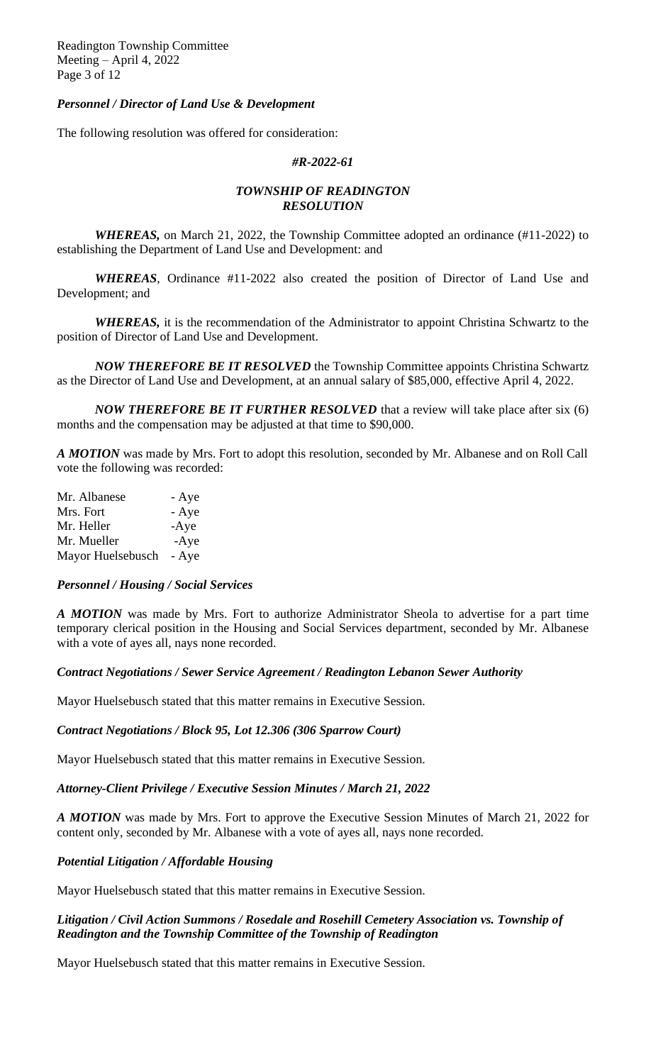### *Personnel / Director of Land Use & Development*

The following resolution was offered for consideration:

***#R-2022-61***

***TOWNSHIP OF READINGTON***
***RESOLUTION***

***WHEREAS,*** on March 21, 2022, the Township Committee adopted an ordinance (#11-2022) to establishing the Department of Land Use and Development: and

***WHEREAS***, Ordinance #11-2022 also created the position of Director of Land Use and Development; and

***WHEREAS,*** it is the recommendation of the Administrator to appoint Christina Schwartz to the position of Director of Land Use and Development.

***NOW THEREFORE BE IT RESOLVED*** the Township Committee appoints Christina Schwartz as the Director of Land Use and Development, at an annual salary of $85,000, effective April 4, 2022.

***NOW THEREFORE BE IT FURTHER RESOLVED*** that a review will take place after six (6) months and the compensation may be adjusted at that time to $90,000.

***A MOTION*** was made by Mrs. Fort to adopt this resolution, seconded by Mr. Albanese and on Roll Call vote the following was recorded:

Mr. Albanese - Aye
Mrs. Fort - Aye
Mr. Heller -Aye
Mr. Mueller -Aye
Mayor Huelsebusch - Aye

### *Personnel / Housing / Social Services*

***A MOTION*** was made by Mrs. Fort to authorize Administrator Sheola to advertise for a part time temporary clerical position in the Housing and Social Services department, seconded by Mr. Albanese with a vote of ayes all, nays none recorded.

### *Contract Negotiations / Sewer Service Agreement / Readington Lebanon Sewer Authority*

Mayor Huelsebusch stated that this matter remains in Executive Session.

### *Contract Negotiations / Block 95, Lot 12.306 (306 Sparrow Court)*

Mayor Huelsebusch stated that this matter remains in Executive Session.

### *Attorney-Client Privilege / Executive Session Minutes / March 21, 2022*

***A MOTION*** was made by Mrs. Fort to approve the Executive Session Minutes of March 21, 2022 for content only, seconded by Mr. Albanese with a vote of ayes all, nays none recorded.

### *Potential Litigation / Affordable Housing*

Mayor Huelsebusch stated that this matter remains in Executive Session.

### *Litigation / Civil Action Summons / Rosedale and Rosehill Cemetery Association vs. Township of Readington and the Township Committee of the Township of Readington*

Mayor Huelsebusch stated that this matter remains in Executive Session.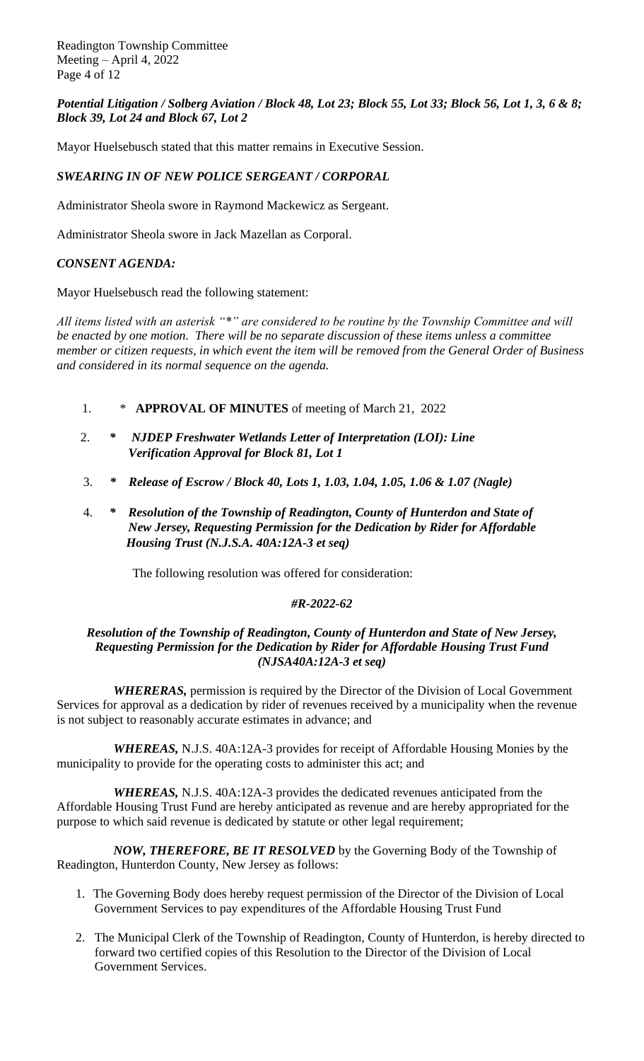***Potential Litigation / Solberg Aviation / Block 48, Lot 23; Block 55, Lot 33; Block 56, Lot 1, 3, 6 & 8; Block 39, Lot 24 and Block 67, Lot 2***

Mayor Huelsebusch stated that this matter remains in Executive Session.

***SWEARING IN OF NEW POLICE SERGEANT / CORPORAL***

Administrator Sheola swore in Raymond Mackewicz as Sergeant.

Administrator Sheola swore in Jack Mazellan as Corporal.

***CONSENT AGENDA:***

Mayor Huelsebusch read the following statement:

*All items listed with an asterisk "*" are considered to be routine by the Township Committee and will be enacted by one motion. There will be no separate discussion of these items unless a committee member or citizen requests, in which event the item will be removed from the General Order of Business and considered in its normal sequence on the agenda.*

1. \* **APPROVAL OF MINUTES** of meeting of March 21, 2022
2. ***\* NJDEP Freshwater Wetlands Letter of Interpretation (LOI): Line Verification Approval for Block 81, Lot 1***
3. ***\* Release of Escrow / Block 40, Lots 1, 1.03, 1.04, 1.05, 1.06 & 1.07 (Nagle)***
4. ***\* Resolution of the Township of Readington, County of Hunterdon and State of New Jersey, Requesting Permission for the Dedication by Rider for Affordable Housing Trust (N.J.S.A. 40A:12A-3 et seq)***

The following resolution was offered for consideration:

***#R-2022-62***

***Resolution of the Township of Readington, County of Hunterdon and State of New Jersey, Requesting Permission for the Dedication by Rider for Affordable Housing Trust Fund (NJSA40A:12A-3 et seq)***

***WHERERAS,*** permission is required by the Director of the Division of Local Government Services for approval as a dedication by rider of revenues received by a municipality when the revenue is not subject to reasonably accurate estimates in advance; and

***WHEREAS,*** N.J.S. 40A:12A-3 provides for receipt of Affordable Housing Monies by the municipality to provide for the operating costs to administer this act; and

***WHEREAS,*** N.J.S. 40A:12A-3 provides the dedicated revenues anticipated from the Affordable Housing Trust Fund are hereby anticipated as revenue and are hereby appropriated for the purpose to which said revenue is dedicated by statute or other legal requirement;

***NOW, THEREFORE, BE IT RESOLVED*** by the Governing Body of the Township of Readington, Hunterdon County, New Jersey as follows:

1. The Governing Body does hereby request permission of the Director of the Division of Local Government Services to pay expenditures of the Affordable Housing Trust Fund
2. The Municipal Clerk of the Township of Readington, County of Hunterdon, is hereby directed to forward two certified copies of this Resolution to the Director of the Division of Local Government Services.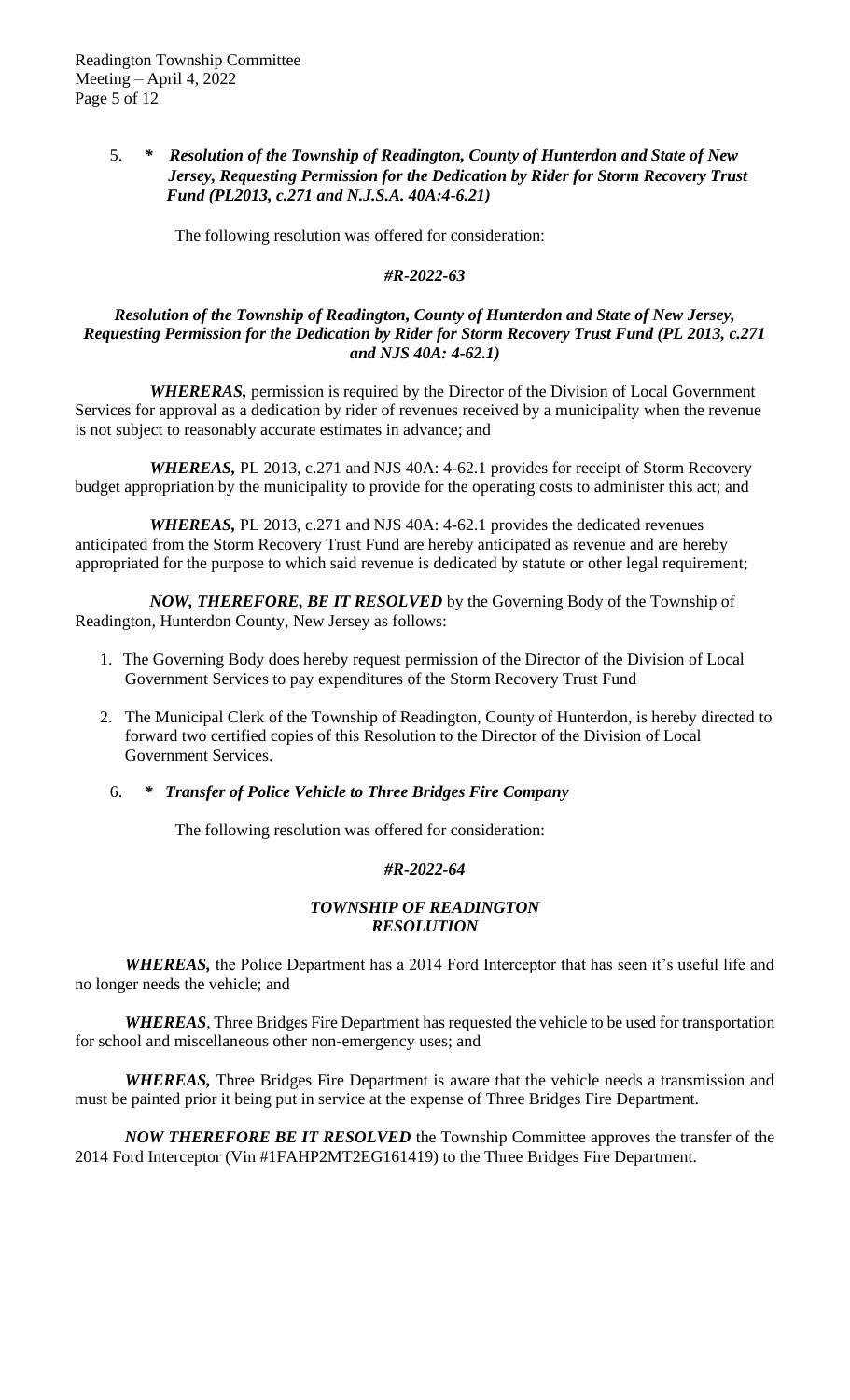5. ***  *Resolution of the Township of Readington, County of Hunterdon and State of New Jersey, Requesting Permission for the Dedication by Rider for Storm Recovery Trust Fund (PL2013, c.271 and N.J.S.A. 40A:4-6.21)***

The following resolution was offered for consideration:

***#R-2022-63***

***Resolution of the Township of Readington, County of Hunterdon and State of New Jersey, Requesting Permission for the Dedication by Rider for Storm Recovery Trust Fund (PL 2013, c.271 and NJS 40A: 4-62.1)***

***WHERERAS,*** permission is required by the Director of the Division of Local Government Services for approval as a dedication by rider of revenues received by a municipality when the revenue is not subject to reasonably accurate estimates in advance; and

***WHEREAS,*** PL 2013, c.271 and NJS 40A: 4-62.1 provides for receipt of Storm Recovery budget appropriation by the municipality to provide for the operating costs to administer this act; and

***WHEREAS,*** PL 2013, c.271 and NJS 40A: 4-62.1 provides the dedicated revenues anticipated from the Storm Recovery Trust Fund are hereby anticipated as revenue and are hereby appropriated for the purpose to which said revenue is dedicated by statute or other legal requirement;

***NOW, THEREFORE, BE IT RESOLVED*** by the Governing Body of the Township of Readington, Hunterdon County, New Jersey as follows:

1. The Governing Body does hereby request permission of the Director of the Division of Local Government Services to pay expenditures of the Storm Recovery Trust Fund
2. The Municipal Clerk of the Township of Readington, County of Hunterdon, is hereby directed to forward two certified copies of this Resolution to the Director of the Division of Local Government Services.

6. ***  *Transfer of Police Vehicle to Three Bridges Fire Company***

The following resolution was offered for consideration:

***#R-2022-64***

***TOWNSHIP OF READINGTON***
***RESOLUTION***

***WHEREAS,*** the Police Department has a 2014 Ford Interceptor that has seen it's useful life and no longer needs the vehicle; and

***WHEREAS***, Three Bridges Fire Department has requested the vehicle to be used for transportation for school and miscellaneous other non-emergency uses; and

***WHEREAS,*** Three Bridges Fire Department is aware that the vehicle needs a transmission and must be painted prior it being put in service at the expense of Three Bridges Fire Department.

***NOW THEREFORE BE IT RESOLVED*** the Township Committee approves the transfer of the 2014 Ford Interceptor (Vin #1FAHP2MT2EG161419) to the Three Bridges Fire Department.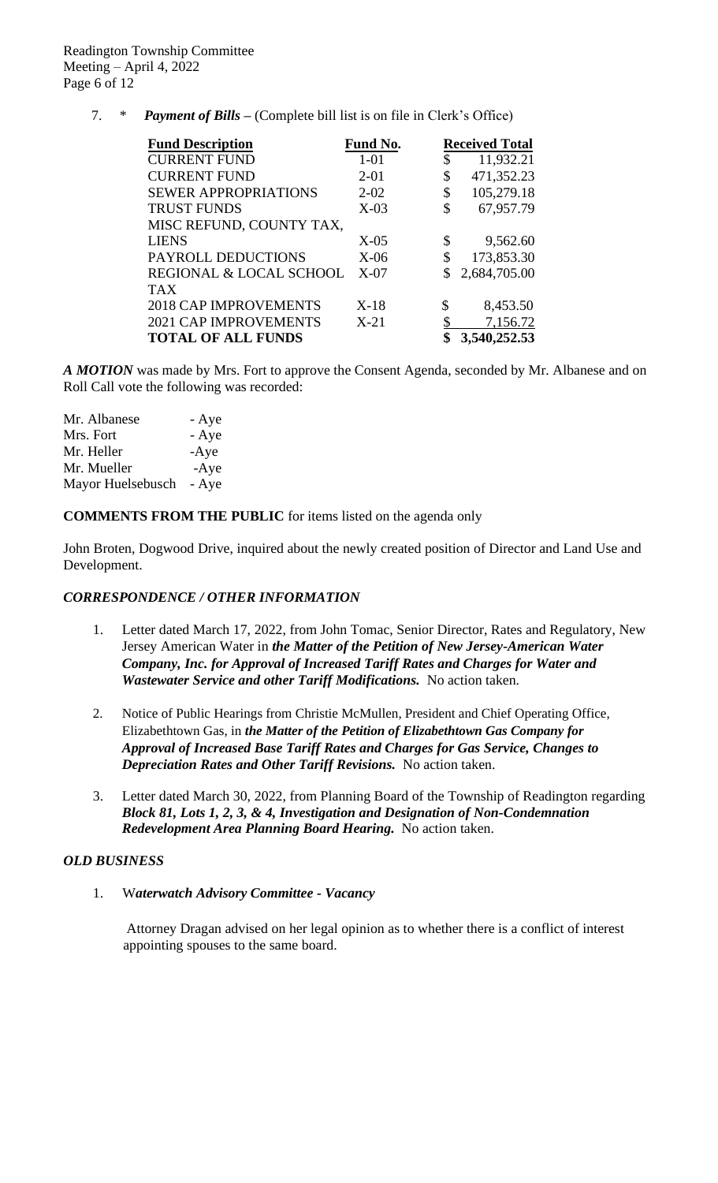7. * ***Payment of Bills –*** (Complete bill list is on file in Clerk's Office)

| **Fund Description** | **Fund No.** | **Received Total** |
|---|---|---|
| CURRENT FUND | 1-01 | $ 11,932.21 |
| CURRENT FUND | 2-01 | $ 471,352.23 |
| SEWER APPROPRIATIONS | 2-02 | $ 105,279.18 |
| TRUST FUNDS | X-03 | $ 67,957.79 |
| MISC REFUND, COUNTY TAX, LIENS | X-05 | $ 9,562.60 |
| PAYROLL DEDUCTIONS | X-06 | $ 173,853.30 |
| REGIONAL & LOCAL SCHOOL TAX | X-07 | $ 2,684,705.00 |
| 2018 CAP IMPROVEMENTS | X-18 | $ 8,453.50 |
| 2021 CAP IMPROVEMENTS | X-21 | $ 7,156.72 |
| **TOTAL OF ALL FUNDS** | | **$ 3,540,252.53** |

***A MOTION*** was made by Mrs. Fort to approve the Consent Agenda, seconded by Mr. Albanese and on Roll Call vote the following was recorded:

| | |
|---|---|
| Mr. Albanese | - Aye |
| Mrs. Fort | - Aye |
| Mr. Heller | -Aye |
| Mr. Mueller | -Aye |
| Mayor Huelsebusch | - Aye |

**COMMENTS FROM THE PUBLIC** for items listed on the agenda only

John Broten, Dogwood Drive, inquired about the newly created position of Director and Land Use and Development.

## *CORRESPONDENCE / OTHER INFORMATION*

1. Letter dated March 17, 2022, from John Tomac, Senior Director, Rates and Regulatory, New Jersey American Water in ***the Matter of the Petition of New Jersey-American Water Company, Inc. for Approval of Increased Tariff Rates and Charges for Water and Wastewater Service and other Tariff Modifications.*** No action taken.

2. Notice of Public Hearings from Christie McMullen, President and Chief Operating Office, Elizabethtown Gas, in ***the Matter of the Petition of Elizabethtown Gas Company for Approval of Increased Base Tariff Rates and Charges for Gas Service, Changes to Depreciation Rates and Other Tariff Revisions.*** No action taken.

3. Letter dated March 30, 2022, from Planning Board of the Township of Readington regarding ***Block 81, Lots 1, 2, 3, & 4, Investigation and Designation of Non-Condemnation Redevelopment Area Planning Board Hearing.*** No action taken.

## *OLD BUSINESS*

1. W***aterwatch Advisory Committee - Vacancy***

   Attorney Dragan advised on her legal opinion as to whether there is a conflict of interest appointing spouses to the same board.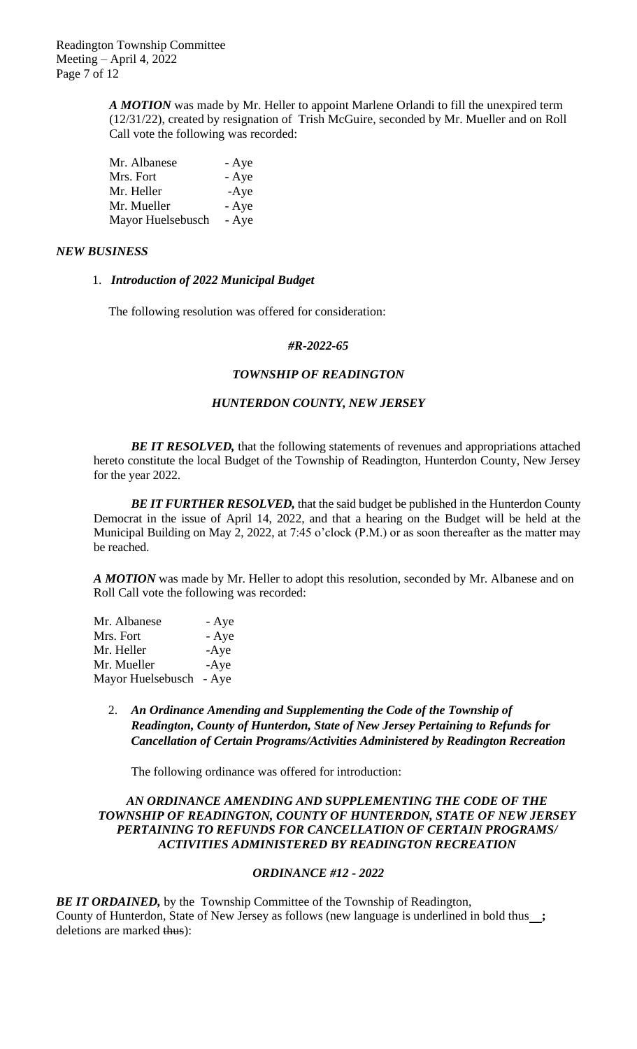***A MOTION*** was made by Mr. Heller to appoint Marlene Orlandi to fill the unexpired term (12/31/22), created by resignation of Trish McGuire, seconded by Mr. Mueller and on Roll Call vote the following was recorded:

| | |
|---|---|
| Mr. Albanese | - Aye |
| Mrs. Fort | - Aye |
| Mr. Heller | -Aye |
| Mr. Mueller | - Aye |
| Mayor Huelsebusch | - Aye |

***NEW BUSINESS***

1. ***Introduction of 2022 Municipal Budget***

The following resolution was offered for consideration:

***#R-2022-65***

***TOWNSHIP OF READINGTON***

***HUNTERDON COUNTY, NEW JERSEY***

***BE IT RESOLVED,*** that the following statements of revenues and appropriations attached hereto constitute the local Budget of the Township of Readington, Hunterdon County, New Jersey for the year 2022.

***BE IT FURTHER RESOLVED,*** that the said budget be published in the Hunterdon County Democrat in the issue of April 14, 2022, and that a hearing on the Budget will be held at the Municipal Building on May 2, 2022, at 7:45 o'clock (P.M.) or as soon thereafter as the matter may be reached.

***A MOTION*** was made by Mr. Heller to adopt this resolution, seconded by Mr. Albanese and on Roll Call vote the following was recorded:

| | |
|---|---|
| Mr. Albanese | - Aye |
| Mrs. Fort | - Aye |
| Mr. Heller | -Aye |
| Mr. Mueller | -Aye |
| Mayor Huelsebusch | - Aye |

2. ***An Ordinance Amending and Supplementing the Code of the Township of Readington, County of Hunterdon, State of New Jersey Pertaining to Refunds for Cancellation of Certain Programs/Activities Administered by Readington Recreation***

The following ordinance was offered for introduction:

***AN ORDINANCE AMENDING AND SUPPLEMENTING THE CODE OF THE TOWNSHIP OF READINGTON, COUNTY OF HUNTERDON, STATE OF NEW JERSEY PERTAINING TO REFUNDS FOR CANCELLATION OF CERTAIN PROGRAMS/ ACTIVITIES ADMINISTERED BY READINGTON RECREATION***

***ORDINANCE #12 - 2022***

***BE IT ORDAINED,*** by the Township Committee of the Township of Readington, County of Hunterdon, State of New Jersey as follows (new language is underlined in bold thus **__;** deletions are marked ~~thus~~):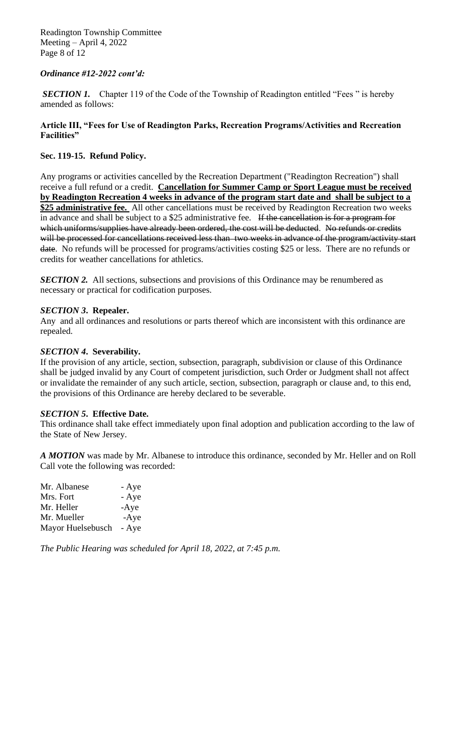***Ordinance #12-2022 cont'd:***

***SECTION 1.*** Chapter 119 of the Code of the Township of Readington entitled "Fees " is hereby amended as follows:

**Article III, "Fees for Use of Readington Parks, Recreation Programs/Activities and Recreation Facilities"**

**Sec. 119-15. Refund Policy.**

Any programs or activities cancelled by the Recreation Department ("Readington Recreation") shall receive a full refund or a credit. <u>**Cancellation for Summer Camp or Sport League must be received by Readington Recreation 4 weeks in advance of the program start date and shall be subject to a $25 administrative fee.**</u> All other cancellations must be received by Readington Recreation two weeks in advance and shall be subject to a $25 administrative fee. ~~If the cancellation is for a program for which uniforms/supplies have already been ordered, the cost will be deducted~~. ~~No refunds or credits will be processed for cancellations received less than two weeks in advance of the program/activity start date~~. No refunds will be processed for programs/activities costing $25 or less. There are no refunds or credits for weather cancellations for athletics.

***SECTION 2.*** All sections, subsections and provisions of this Ordinance may be renumbered as necessary or practical for codification purposes.

***SECTION 3*. Repealer.**
Any and all ordinances and resolutions or parts thereof which are inconsistent with this ordinance are repealed.

***SECTION 4*. Severability.**
If the provision of any article, section, subsection, paragraph, subdivision or clause of this Ordinance shall be judged invalid by any Court of competent jurisdiction, such Order or Judgment shall not affect or invalidate the remainder of any such article, section, subsection, paragraph or clause and, to this end, the provisions of this Ordinance are hereby declared to be severable.

***SECTION 5*. Effective Date.**
This ordinance shall take effect immediately upon final adoption and publication according to the law of the State of New Jersey.

***A MOTION*** was made by Mr. Albanese to introduce this ordinance, seconded by Mr. Heller and on Roll Call vote the following was recorded:

| | |
|---|---|
| Mr. Albanese | - Aye |
| Mrs. Fort | - Aye |
| Mr. Heller | -Aye |
| Mr. Mueller | -Aye |
| Mayor Huelsebusch | - Aye |

*The Public Hearing was scheduled for April 18, 2022, at 7:45 p.m.*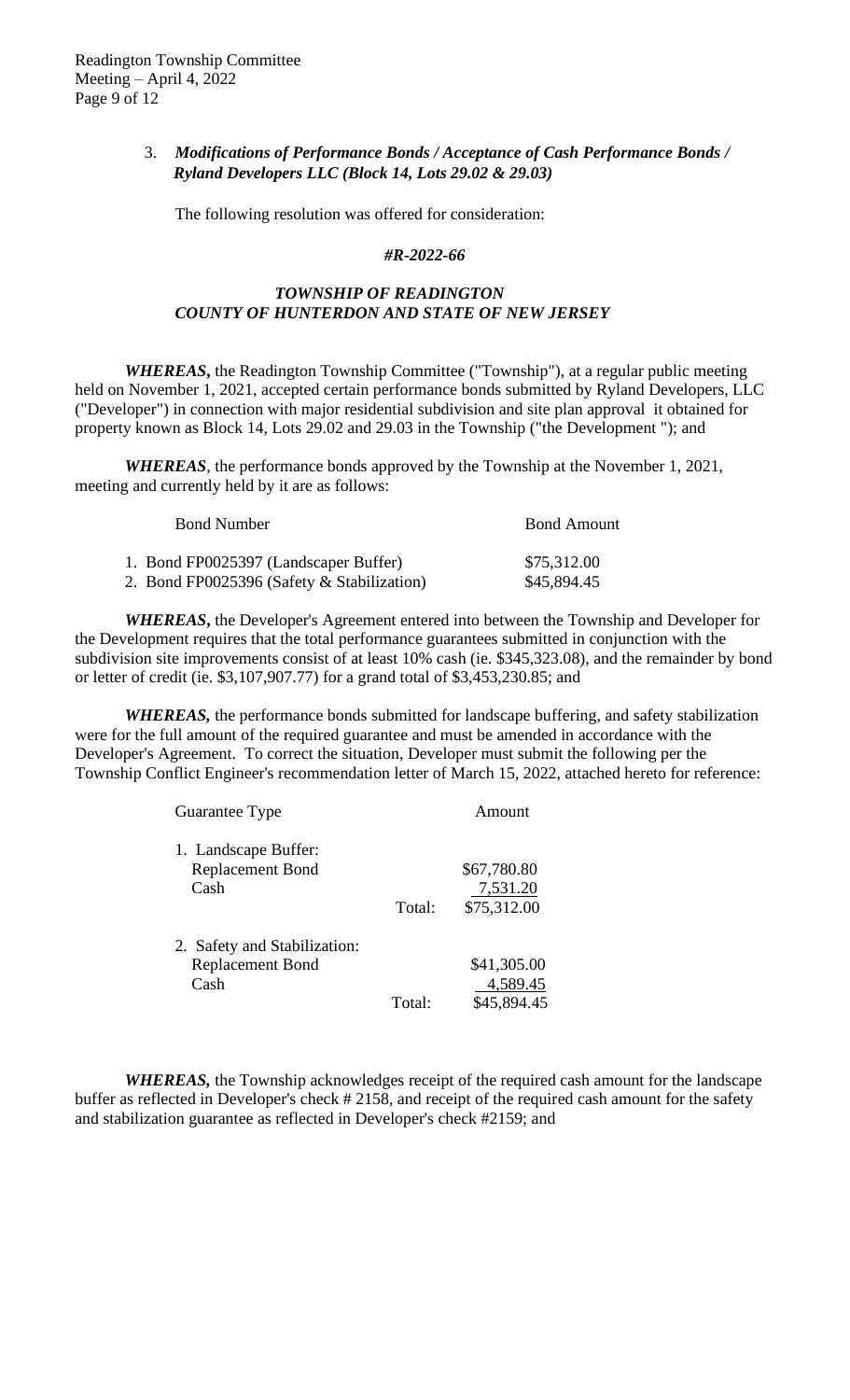3. ***Modifications of Performance Bonds / Acceptance of Cash Performance Bonds / Ryland Developers LLC (Block 14, Lots 29.02 & 29.03)***

The following resolution was offered for consideration:

***#R-2022-66***

***TOWNSHIP OF READINGTON***
***COUNTY OF HUNTERDON AND STATE OF NEW JERSEY***

***WHEREAS,*** the Readington Township Committee ("Township"), at a regular public meeting held on November 1, 2021, accepted certain performance bonds submitted by Ryland Developers, LLC ("Developer") in connection with major residential subdivision and site plan approval it obtained for property known as Block 14, Lots 29.02 and 29.03 in the Township ("the Development "); and

***WHEREAS***, the performance bonds approved by the Township at the November 1, 2021, meeting and currently held by it are as follows:

| Bond Number | Bond Amount |
|---|---|
| 1. Bond FP0025397 (Landscaper Buffer) | $75,312.00 |
| 2. Bond FP0025396 (Safety & Stabilization) | $45,894.45 |

***WHEREAS,*** the Developer's Agreement entered into between the Township and Developer for the Development requires that the total performance guarantees submitted in conjunction with the subdivision site improvements consist of at least 10% cash (ie. $345,323.08), and the remainder by bond or letter of credit (ie. $3,107,907.77) for a grand total of $3,453,230.85; and

***WHEREAS,*** the performance bonds submitted for landscape buffering, and safety stabilization were for the full amount of the required guarantee and must be amended in accordance with the Developer's Agreement. To correct the situation, Developer must submit the following per the Township Conflict Engineer's recommendation letter of March 15, 2022, attached hereto for reference:

| Guarantee Type | | Amount |
|---|---|---|
| 1. Landscape Buffer: | | |
| Replacement Bond | | $67,780.80 |
| Cash | | 7,531.20 |
| | Total: | $75,312.00 |
| 2. Safety and Stabilization: | | |
| Replacement Bond | | $41,305.00 |
| Cash | | 4,589.45 |
| | Total: | $45,894.45 |

***WHEREAS,*** the Township acknowledges receipt of the required cash amount for the landscape buffer as reflected in Developer's check # 2158, and receipt of the required cash amount for the safety and stabilization guarantee as reflected in Developer's check #2159; and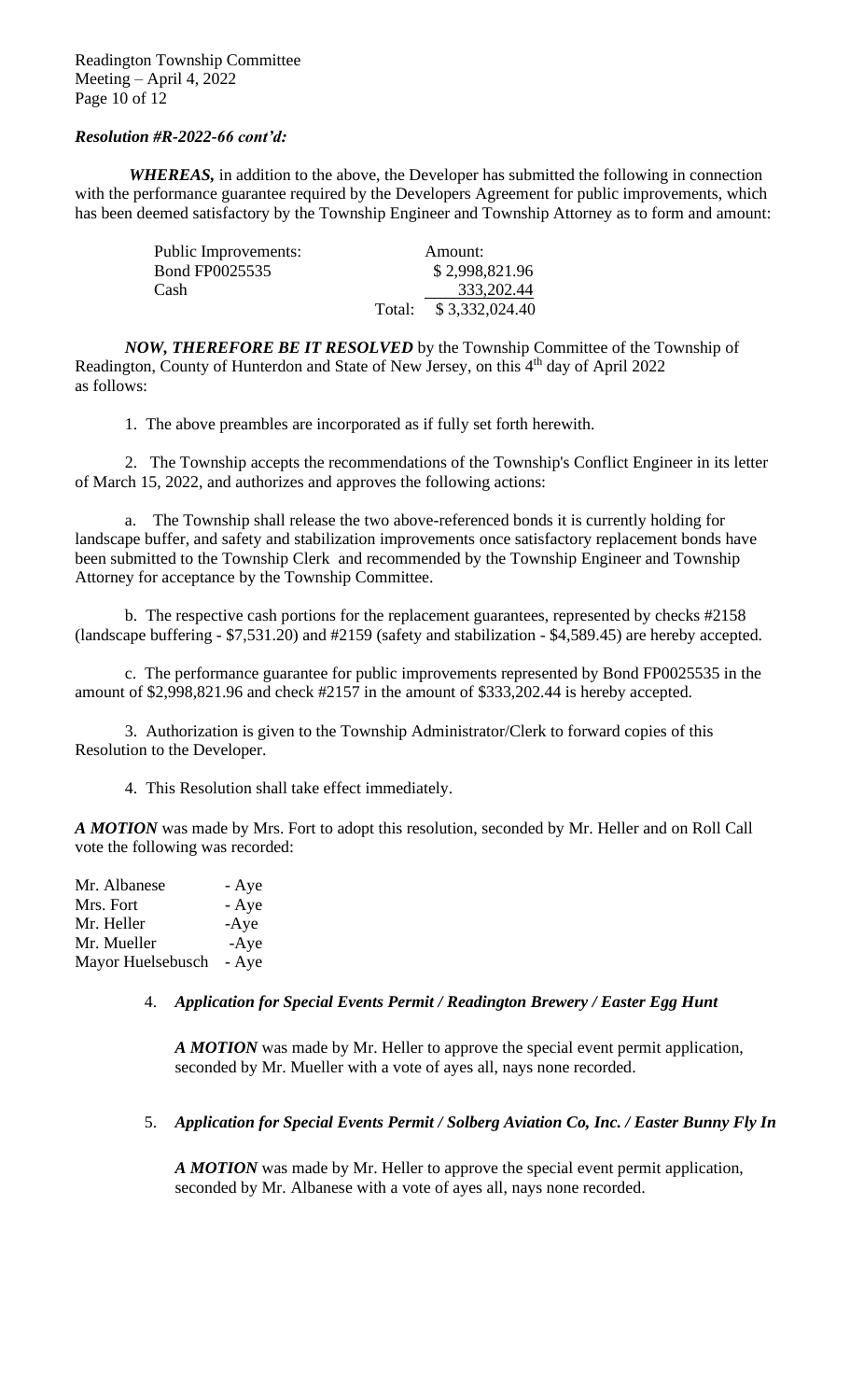***Resolution #R-2022-66 cont'd:***

***WHEREAS,*** in addition to the above, the Developer has submitted the following in connection with the performance guarantee required by the Developers Agreement for public improvements, which has been deemed satisfactory by the Township Engineer and Township Attorney as to form and amount:

| Public Improvements: | | Amount: |
|---|---|---|
| Bond FP0025535 | | $ 2,998,821.96 |
| Cash | | 333,202.44 |
| | Total: | $ 3,332,024.40 |

***NOW, THEREFORE BE IT RESOLVED*** by the Township Committee of the Township of Readington, County of Hunterdon and State of New Jersey, on this 4th day of April 2022 as follows:

1. The above preambles are incorporated as if fully set forth herewith.

2. The Township accepts the recommendations of the Township's Conflict Engineer in its letter of March 15, 2022, and authorizes and approves the following actions:

a. The Township shall release the two above-referenced bonds it is currently holding for landscape buffer, and safety and stabilization improvements once satisfactory replacement bonds have been submitted to the Township Clerk and recommended by the Township Engineer and Township Attorney for acceptance by the Township Committee.

b. The respective cash portions for the replacement guarantees, represented by checks #2158 (landscape buffering - $7,531.20) and #2159 (safety and stabilization - $4,589.45) are hereby accepted.

c. The performance guarantee for public improvements represented by Bond FP0025535 in the amount of $2,998,821.96 and check #2157 in the amount of $333,202.44 is hereby accepted.

3. Authorization is given to the Township Administrator/Clerk to forward copies of this Resolution to the Developer.

4. This Resolution shall take effect immediately.

***A MOTION*** was made by Mrs. Fort to adopt this resolution, seconded by Mr. Heller and on Roll Call vote the following was recorded:

Mr. Albanese - Aye
Mrs. Fort - Aye
Mr. Heller -Aye
Mr. Mueller -Aye
Mayor Huelsebusch - Aye

4. ***Application for Special Events Permit / Readington Brewery / Easter Egg Hunt***

***A MOTION*** was made by Mr. Heller to approve the special event permit application, seconded by Mr. Mueller with a vote of ayes all, nays none recorded.

5. ***Application for Special Events Permit / Solberg Aviation Co, Inc. / Easter Bunny Fly In***

***A MOTION*** was made by Mr. Heller to approve the special event permit application, seconded by Mr. Albanese with a vote of ayes all, nays none recorded.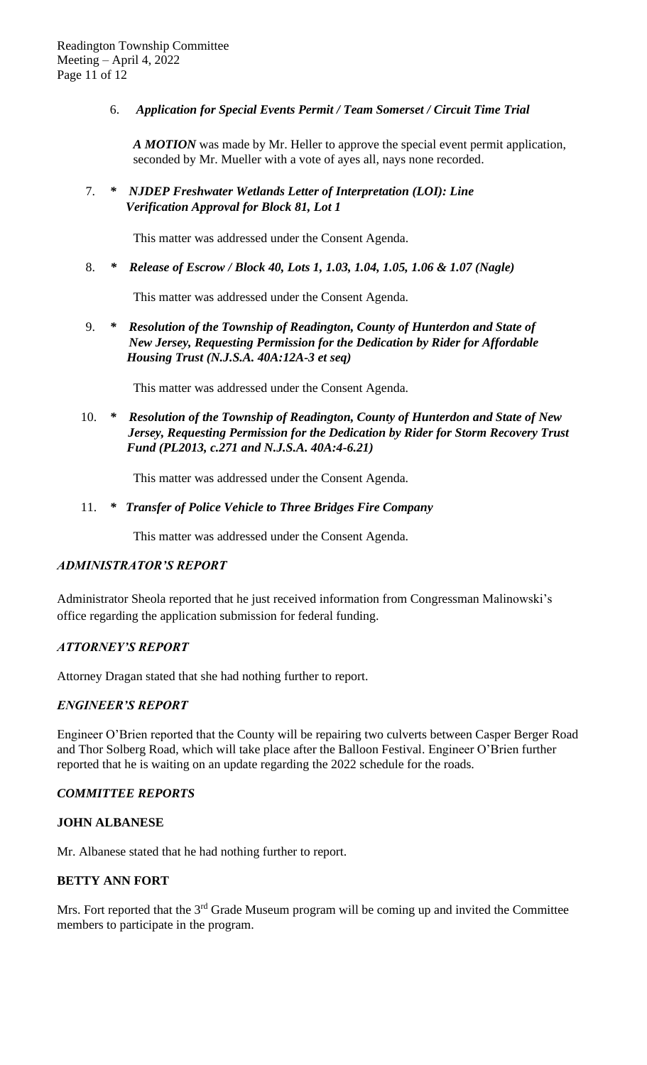6. ***Application for Special Events Permit / Team Somerset / Circuit Time Trial***

   ***A MOTION*** was made by Mr. Heller to approve the special event permit application, seconded by Mr. Mueller with a vote of ayes all, nays none recorded.

7. ***\* NJDEP Freshwater Wetlands Letter of Interpretation (LOI): Line Verification Approval for Block 81, Lot 1***

   This matter was addressed under the Consent Agenda.

8. ***\* Release of Escrow / Block 40, Lots 1, 1.03, 1.04, 1.05, 1.06 & 1.07 (Nagle)***

   This matter was addressed under the Consent Agenda.

9. ***\* Resolution of the Township of Readington, County of Hunterdon and State of New Jersey, Requesting Permission for the Dedication by Rider for Affordable Housing Trust (N.J.S.A. 40A:12A-3 et seq)***

   This matter was addressed under the Consent Agenda.

10. ***\* Resolution of the Township of Readington, County of Hunterdon and State of New Jersey, Requesting Permission for the Dedication by Rider for Storm Recovery Trust Fund (PL2013, c.271 and N.J.S.A. 40A:4-6.21)***

    This matter was addressed under the Consent Agenda.

11. ***\* Transfer of Police Vehicle to Three Bridges Fire Company***

    This matter was addressed under the Consent Agenda.

### *ADMINISTRATOR'S REPORT*

Administrator Sheola reported that he just received information from Congressman Malinowski's office regarding the application submission for federal funding.

### *ATTORNEY'S REPORT*

Attorney Dragan stated that she had nothing further to report.

### *ENGINEER'S REPORT*

Engineer O'Brien reported that the County will be repairing two culverts between Casper Berger Road and Thor Solberg Road, which will take place after the Balloon Festival. Engineer O'Brien further reported that he is waiting on an update regarding the 2022 schedule for the roads.

### *COMMITTEE REPORTS*

**JOHN ALBANESE**

Mr. Albanese stated that he had nothing further to report.

**BETTY ANN FORT**

Mrs. Fort reported that the 3rd Grade Museum program will be coming up and invited the Committee members to participate in the program.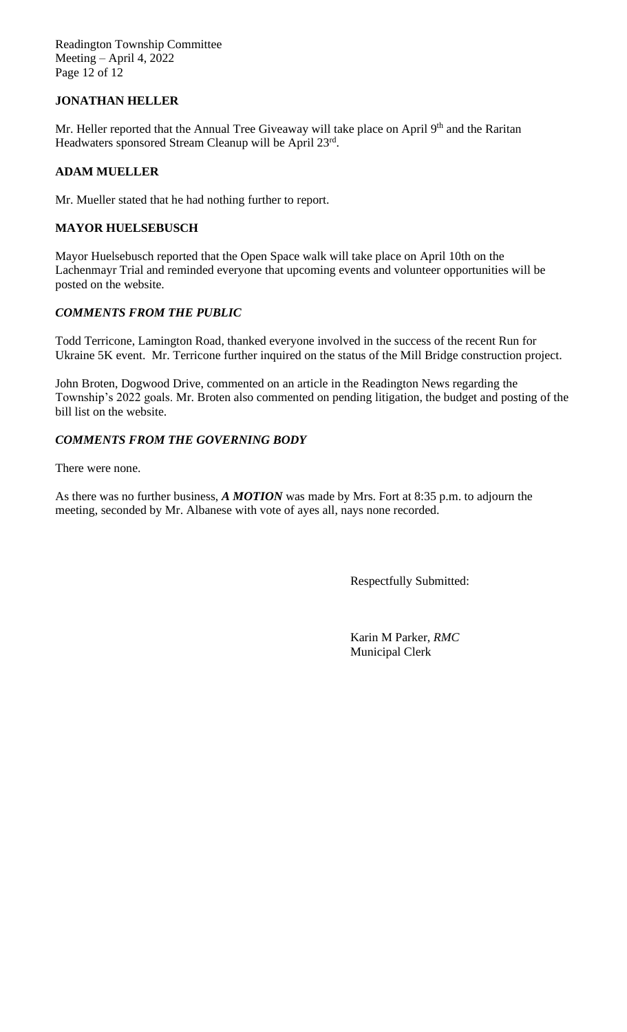### JONATHAN HELLER

Mr. Heller reported that the Annual Tree Giveaway will take place on April 9th and the Raritan Headwaters sponsored Stream Cleanup will be April 23rd.

### ADAM MUELLER

Mr. Mueller stated that he had nothing further to report.

### MAYOR HUELSEBUSCH

Mayor Huelsebusch reported that the Open Space walk will take place on April 10th on the Lachenmayr Trial and reminded everyone that upcoming events and volunteer opportunities will be posted on the website.

### *COMMENTS FROM THE PUBLIC*

Todd Terricone, Lamington Road, thanked everyone involved in the success of the recent Run for Ukraine 5K event. Mr. Terricone further inquired on the status of the Mill Bridge construction project.

John Broten, Dogwood Drive, commented on an article in the Readington News regarding the Township's 2022 goals. Mr. Broten also commented on pending litigation, the budget and posting of the bill list on the website.

### *COMMENTS FROM THE GOVERNING BODY*

There were none.

As there was no further business, ***A MOTION*** was made by Mrs. Fort at 8:35 p.m. to adjourn the meeting, seconded by Mr. Albanese with vote of ayes all, nays none recorded.

Respectfully Submitted:

Karin M Parker, *RMC*
Municipal Clerk